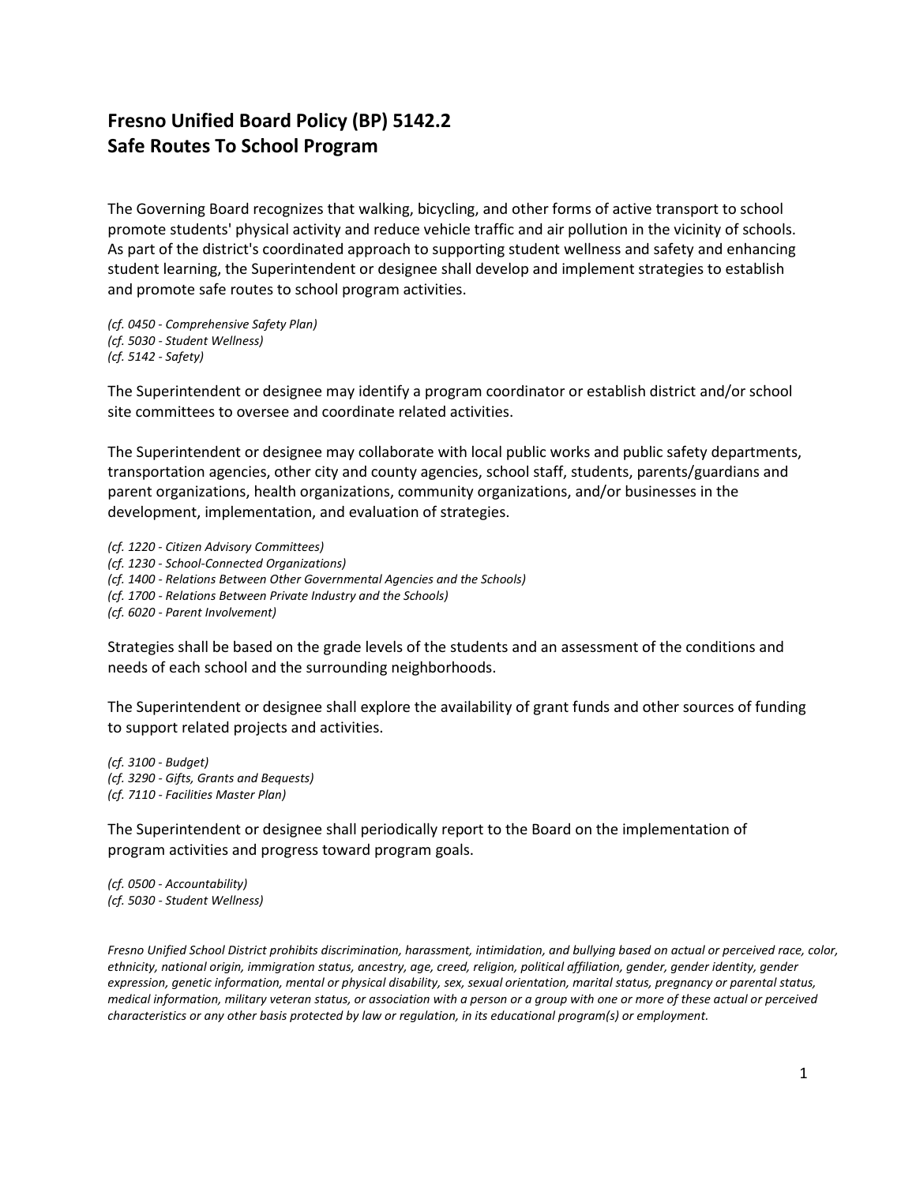# Fresno Unified Board Policy (BP) 5142.2
# Safe Routes To School Program

The Governing Board recognizes that walking, bicycling, and other forms of active transport to school promote students' physical activity and reduce vehicle traffic and air pollution in the vicinity of schools. As part of the district's coordinated approach to supporting student wellness and safety and enhancing student learning, the Superintendent or designee shall develop and implement strategies to establish and promote safe routes to school program activities.

*(cf. 0450 - Comprehensive Safety Plan)*
*(cf. 5030 - Student Wellness)*
*(cf. 5142 - Safety)*

The Superintendent or designee may identify a program coordinator or establish district and/or school site committees to oversee and coordinate related activities.

The Superintendent or designee may collaborate with local public works and public safety departments, transportation agencies, other city and county agencies, school staff, students, parents/guardians and parent organizations, health organizations, community organizations, and/or businesses in the development, implementation, and evaluation of strategies.

*(cf. 1220 - Citizen Advisory Committees)*
*(cf. 1230 - School-Connected Organizations)*
*(cf. 1400 - Relations Between Other Governmental Agencies and the Schools)*
*(cf. 1700 - Relations Between Private Industry and the Schools)*
*(cf. 6020 - Parent Involvement)*

Strategies shall be based on the grade levels of the students and an assessment of the conditions and needs of each school and the surrounding neighborhoods.

The Superintendent or designee shall explore the availability of grant funds and other sources of funding to support related projects and activities.

*(cf. 3100 - Budget)*
*(cf. 3290 - Gifts, Grants and Bequests)*
*(cf. 7110 - Facilities Master Plan)*

The Superintendent or designee shall periodically report to the Board on the implementation of program activities and progress toward program goals.

*(cf. 0500 - Accountability)*
*(cf. 5030 - Student Wellness)*

*Fresno Unified School District prohibits discrimination, harassment, intimidation, and bullying based on actual or perceived race, color, ethnicity, national origin, immigration status, ancestry, age, creed, religion, political affiliation, gender, gender identity, gender expression, genetic information, mental or physical disability, sex, sexual orientation, marital status, pregnancy or parental status, medical information, military veteran status, or association with a person or a group with one or more of these actual or perceived characteristics or any other basis protected by law or regulation, in its educational program(s) or employment.*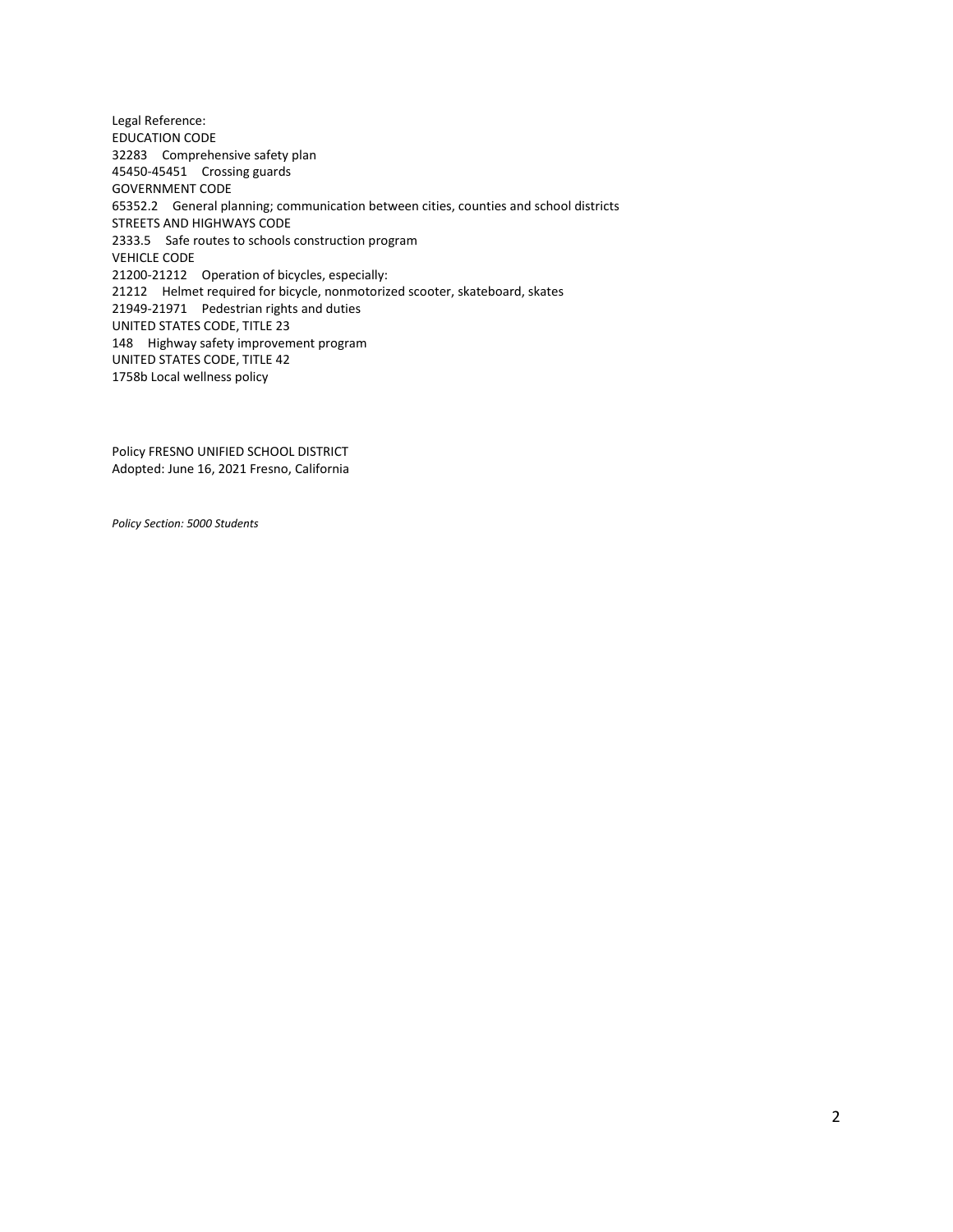Legal Reference:
EDUCATION CODE
32283 Comprehensive safety plan
45450-45451 Crossing guards
GOVERNMENT CODE
65352.2 General planning; communication between cities, counties and school districts
STREETS AND HIGHWAYS CODE
2333.5 Safe routes to schools construction program
VEHICLE CODE
21200-21212 Operation of bicycles, especially:
21212 Helmet required for bicycle, nonmotorized scooter, skateboard, skates
21949-21971 Pedestrian rights and duties
UNITED STATES CODE, TITLE 23
148 Highway safety improvement program
UNITED STATES CODE, TITLE 42
1758b Local wellness policy

Policy FRESNO UNIFIED SCHOOL DISTRICT
Adopted: June 16, 2021 Fresno, California

*Policy Section: 5000 Students*